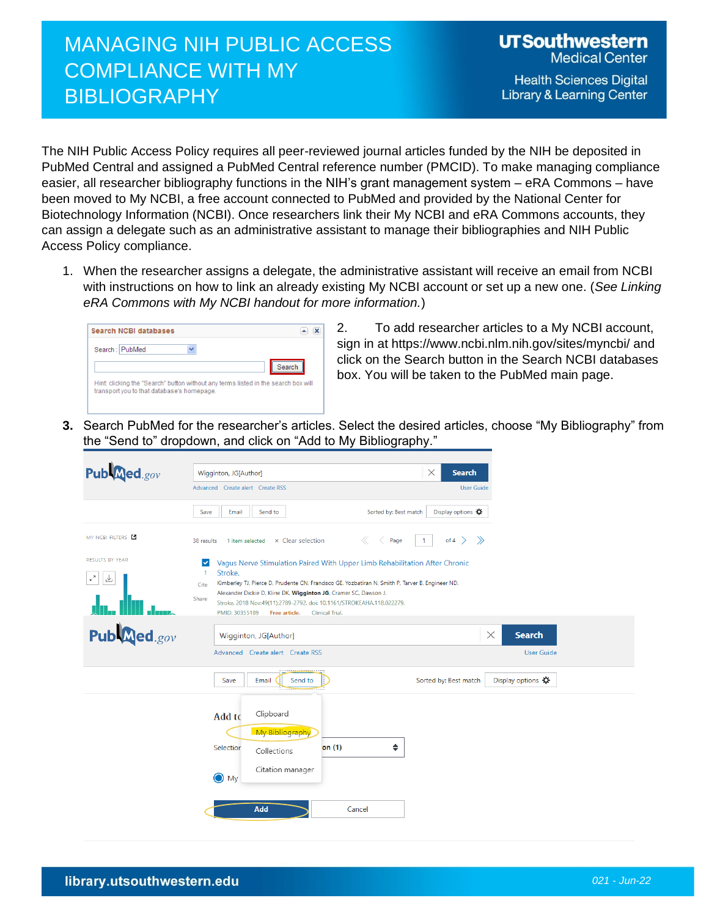# MANAGING NIH PUBLIC ACCESS COMPLIANCE WITH MY BIBLIOGRAPHY

UTSouthwestern Medical Center

Health Sciences Digital Library & Learning Center

The NIH Public Access Policy requires all peer-reviewed journal articles funded by the NIH be deposited in PubMed Central and assigned a PubMed Central reference number (PMCID). To make managing compliance easier, all researcher bibliography functions in the NIH's grant management system – eRA Commons – have been moved to My NCBI, a free account connected to PubMed and provided by the National Center for Biotechnology Information (NCBI). Once researchers link their My NCBI and eRA Commons accounts, they can assign a delegate such as an administrative assistant to manage their bibliographies and NIH Public Access Policy compliance.

1. When the researcher assigns a delegate, the administrative assistant will receive an email from NCBI with instructions on how to link an already existing My NCBI account or set up a new one. (*See Linking eRA Commons with My NCBI handout for more information.*)

2. To add researcher articles to a My NCBI account, sign in at https://www.ncbi.nlm.nih.gov/sites/myncbi/ and click on the Search button in the Search NCBI databases box. You will be taken to the PubMed main page.

3. Search PubMed for the researcher's articles. Select the desired articles, choose "My Bibliography" from the "Send to" dropdown, and click on "Add to My Bibliography."

library.utsouthwestern.edu

021 - Jun-22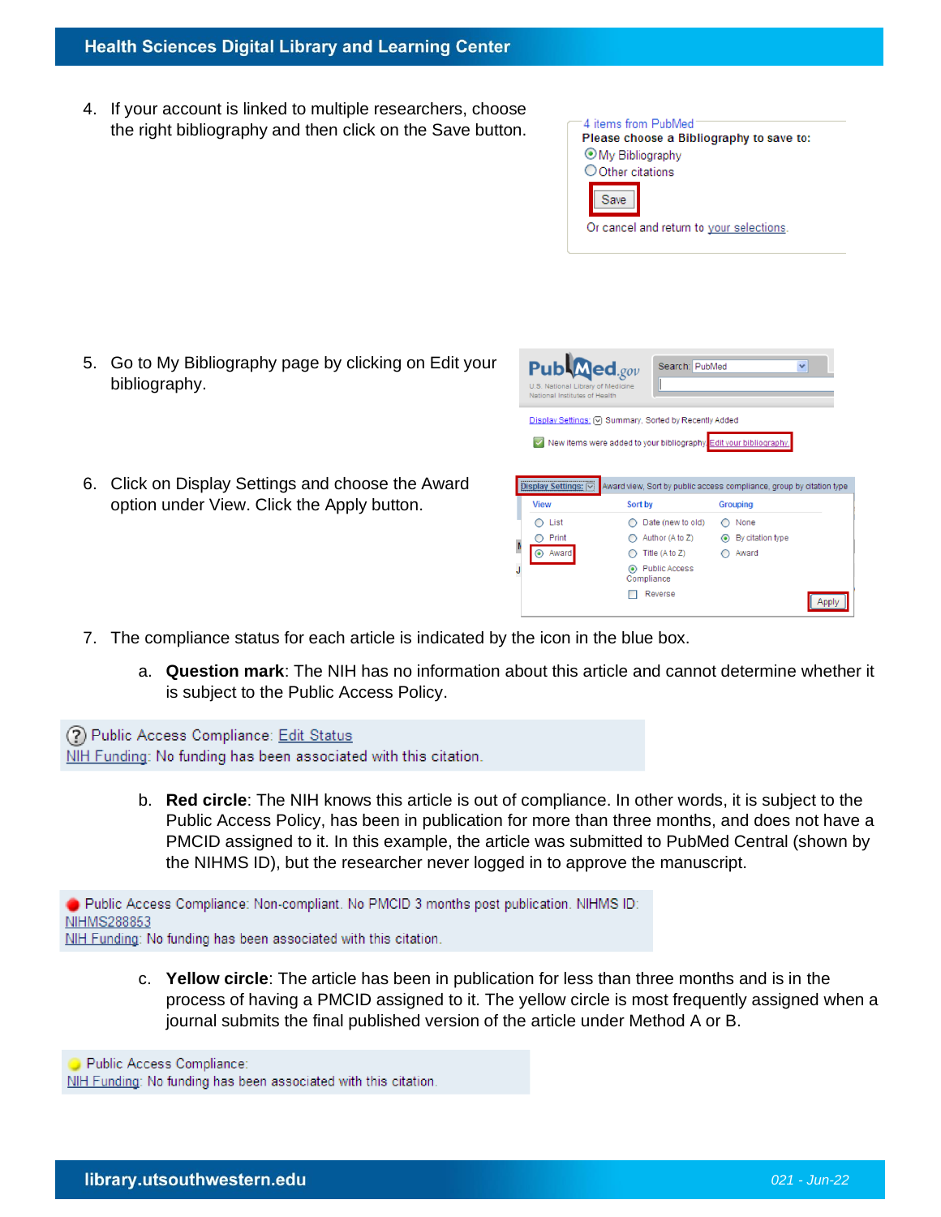4. If your account is linked to multiple researchers, choose the right bibliography and then click on the Save button.

   4 items from PubMed
   Please choose a Bibliography to save to:
   My Bibliography
   Other citations
   Save
   Or cancel and return to your selections.

5. Go to My Bibliography page by clicking on Edit your bibliography.

   Display Settings: Summary, Sorted by Recently Added
   New items were added to your bibliography Edit your bibliography

6. Click on Display Settings and choose the Award option under View. Click the Apply button.

   Display Settings: Award view, Sort by public access compliance, group by citation type

   | View | Sort by | Grouping |
   | --- | --- | --- |
   | List | Date (new to old) | None |
   | Print | Author (A to Z) | By citation type |
   | Award | Title (A to Z) | Award |
   | | Public Access Compliance | |
   | | Reverse | |

   Apply

7. The compliance status for each article is indicated by the icon in the blue box.

   a. **Question mark**: The NIH has no information about this article and cannot determine whether it is subject to the Public Access Policy.

   Public Access Compliance: Edit Status
   NIH Funding: No funding has been associated with this citation.

   b. **Red circle**: The NIH knows this article is out of compliance. In other words, it is subject to the Public Access Policy, has been in publication for more than three months, and does not have a PMCID assigned to it. In this example, the article was submitted to PubMed Central (shown by the NIHMS ID), but the researcher never logged in to approve the manuscript.

   Public Access Compliance: Non-compliant. No PMCID 3 months post publication. NIHMS ID: NIHMS288853
   NIH Funding: No funding has been associated with this citation.

   c. **Yellow circle**: The article has been in publication for less than three months and is in the process of having a PMCID assigned to it. The yellow circle is most frequently assigned when a journal submits the final published version of the article under Method A or B.

   Public Access Compliance:
   NIH Funding: No funding has been associated with this citation.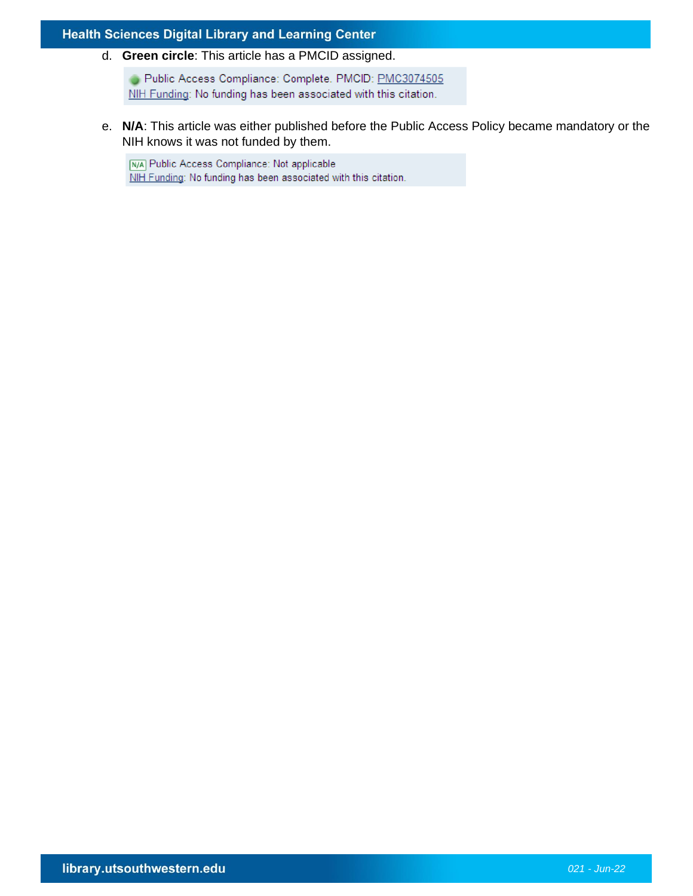d. **Green circle**: This article has a PMCID assigned.

Public Access Compliance: Complete. PMCID: PMC3074505
NIH Funding: No funding has been associated with this citation.

e. **N/A**: This article was either published before the Public Access Policy became mandatory or the NIH knows it was not funded by them.

N/A Public Access Compliance: Not applicable
NIH Funding: No funding has been associated with this citation.